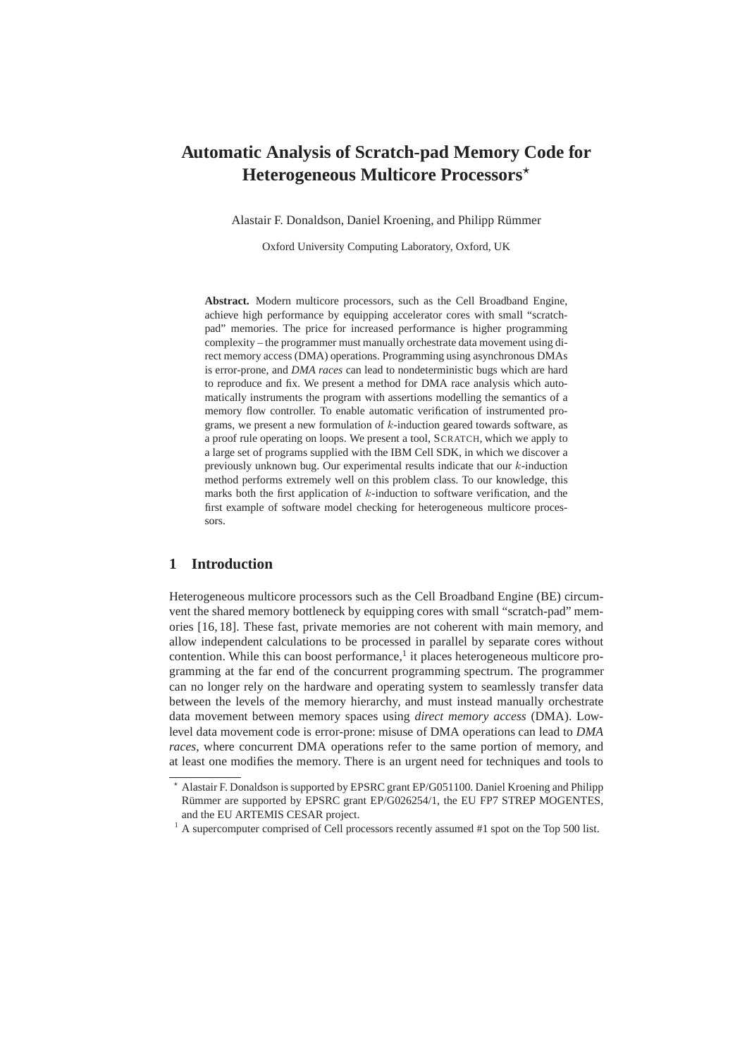# Automatic Analysis of Scratch-pad Memory Code for Heterogeneous Multicore Processors*

Alastair F. Donaldson, Daniel Kroening, and Philipp Rümmer

Oxford University Computing Laboratory, Oxford, UK

**Abstract.** Modern multicore processors, such as the Cell Broadband Engine, achieve high performance by equipping accelerator cores with small "scratch-pad" memories. The price for increased performance is higher programming complexity – the programmer must manually orchestrate data movement using direct memory access (DMA) operations. Programming using asynchronous DMAs is error-prone, and *DMA races* can lead to nondeterministic bugs which are hard to reproduce and fix. We present a method for DMA race analysis which automatically instruments the program with assertions modelling the semantics of a memory flow controller. To enable automatic verification of instrumented programs, we present a new formulation of $k$-induction geared towards software, as a proof rule operating on loops. We present a tool, SCRATCH, which we apply to a large set of programs supplied with the IBM Cell SDK, in which we discover a previously unknown bug. Our experimental results indicate that our $k$-induction method performs extremely well on this problem class. To our knowledge, this marks both the first application of $k$-induction to software verification, and the first example of software model checking for heterogeneous multicore processors.

## 1 Introduction

Heterogeneous multicore processors such as the Cell Broadband Engine (BE) circumvent the shared memory bottleneck by equipping cores with small "scratch-pad" memories [16, 18]. These fast, private memories are not coherent with main memory, and allow independent calculations to be processed in parallel by separate cores without contention. While this can boost performance,[1] it places heterogeneous multicore programming at the far end of the concurrent programming spectrum. The programmer can no longer rely on the hardware and operating system to seamlessly transfer data between the levels of the memory hierarchy, and must instead manually orchestrate data movement between memory spaces using *direct memory access* (DMA). Low-level data movement code is error-prone: misuse of DMA operations can lead to *DMA races*, where concurrent DMA operations refer to the same portion of memory, and at least one modifies the memory. There is an urgent need for techniques and tools to

---

* Alastair F. Donaldson is supported by EPSRC grant EP/G051100. Daniel Kroening and Philipp Rümmer are supported by EPSRC grant EP/G026254/1, the EU FP7 STREP MOGENTES, and the EU ARTEMIS CESAR project.

[1] A supercomputer comprised of Cell processors recently assumed #1 spot on the Top 500 list.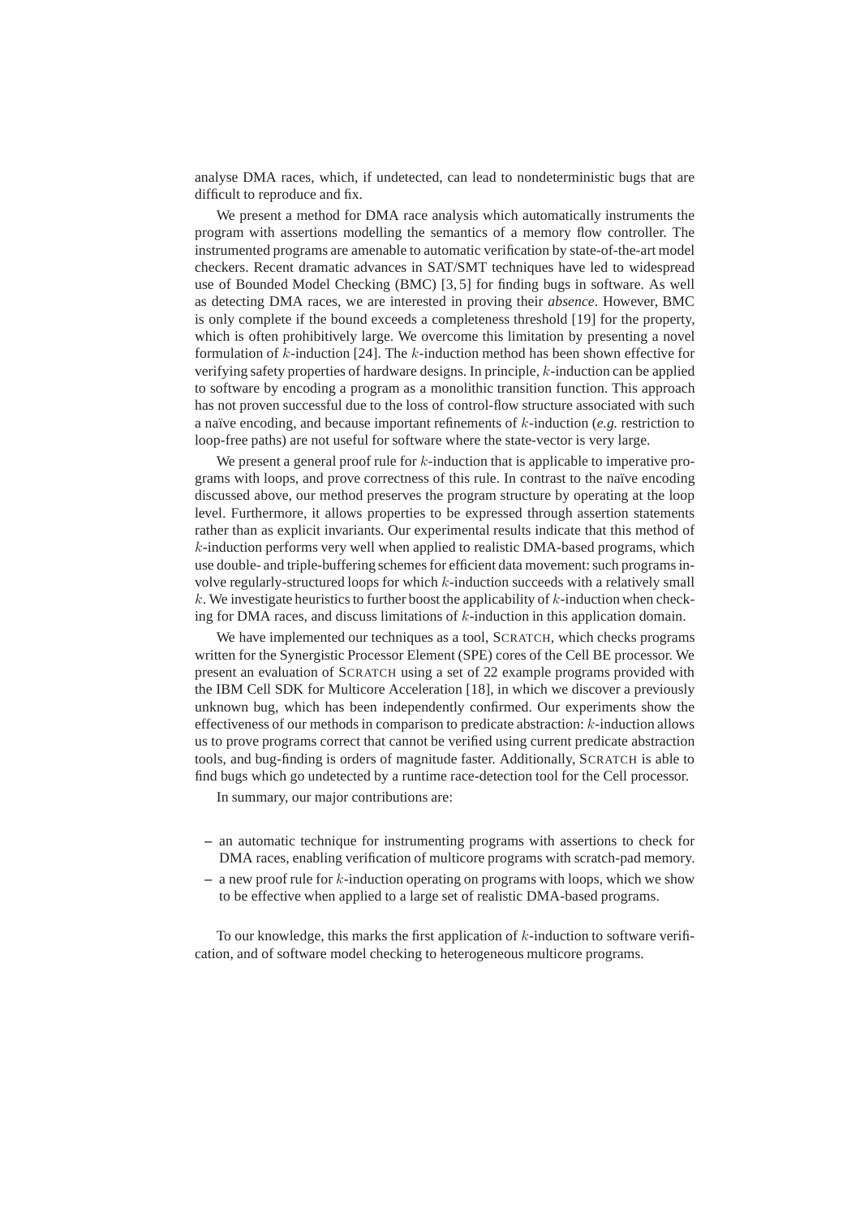analyse DMA races, which, if undetected, can lead to nondeterministic bugs that are difficult to reproduce and fix.

We present a method for DMA race analysis which automatically instruments the program with assertions modelling the semantics of a memory flow controller. The instrumented programs are amenable to automatic verification by state-of-the-art model checkers. Recent dramatic advances in SAT/SMT techniques have led to widespread use of Bounded Model Checking (BMC) [3, 5] for finding bugs in software. As well as detecting DMA races, we are interested in proving their *absence*. However, BMC is only complete if the bound exceeds a completeness threshold [19] for the property, which is often prohibitively large. We overcome this limitation by presenting a novel formulation of $k$-induction [24]. The $k$-induction method has been shown effective for verifying safety properties of hardware designs. In principle, $k$-induction can be applied to software by encoding a program as a monolithic transition function. This approach has not proven successful due to the loss of control-flow structure associated with such a naïve encoding, and because important refinements of $k$-induction (*e.g.* restriction to loop-free paths) are not useful for software where the state-vector is very large.

We present a general proof rule for $k$-induction that is applicable to imperative programs with loops, and prove correctness of this rule. In contrast to the naïve encoding discussed above, our method preserves the program structure by operating at the loop level. Furthermore, it allows properties to be expressed through assertion statements rather than as explicit invariants. Our experimental results indicate that this method of $k$-induction performs very well when applied to realistic DMA-based programs, which use double- and triple-buffering schemes for efficient data movement: such programs involve regularly-structured loops for which $k$-induction succeeds with a relatively small $k$. We investigate heuristics to further boost the applicability of $k$-induction when checking for DMA races, and discuss limitations of $k$-induction in this application domain.

We have implemented our techniques as a tool, SCRATCH, which checks programs written for the Synergistic Processor Element (SPE) cores of the Cell BE processor. We present an evaluation of SCRATCH using a set of 22 example programs provided with the IBM Cell SDK for Multicore Acceleration [18], in which we discover a previously unknown bug, which has been independently confirmed. Our experiments show the effectiveness of our methods in comparison to predicate abstraction: $k$-induction allows us to prove programs correct that cannot be verified using current predicate abstraction tools, and bug-finding is orders of magnitude faster. Additionally, SCRATCH is able to find bugs which go undetected by a runtime race-detection tool for the Cell processor.

In summary, our major contributions are:

- an automatic technique for instrumenting programs with assertions to check for DMA races, enabling verification of multicore programs with scratch-pad memory.
- a new proof rule for $k$-induction operating on programs with loops, which we show to be effective when applied to a large set of realistic DMA-based programs.

To our knowledge, this marks the first application of $k$-induction to software verification, and of software model checking to heterogeneous multicore programs.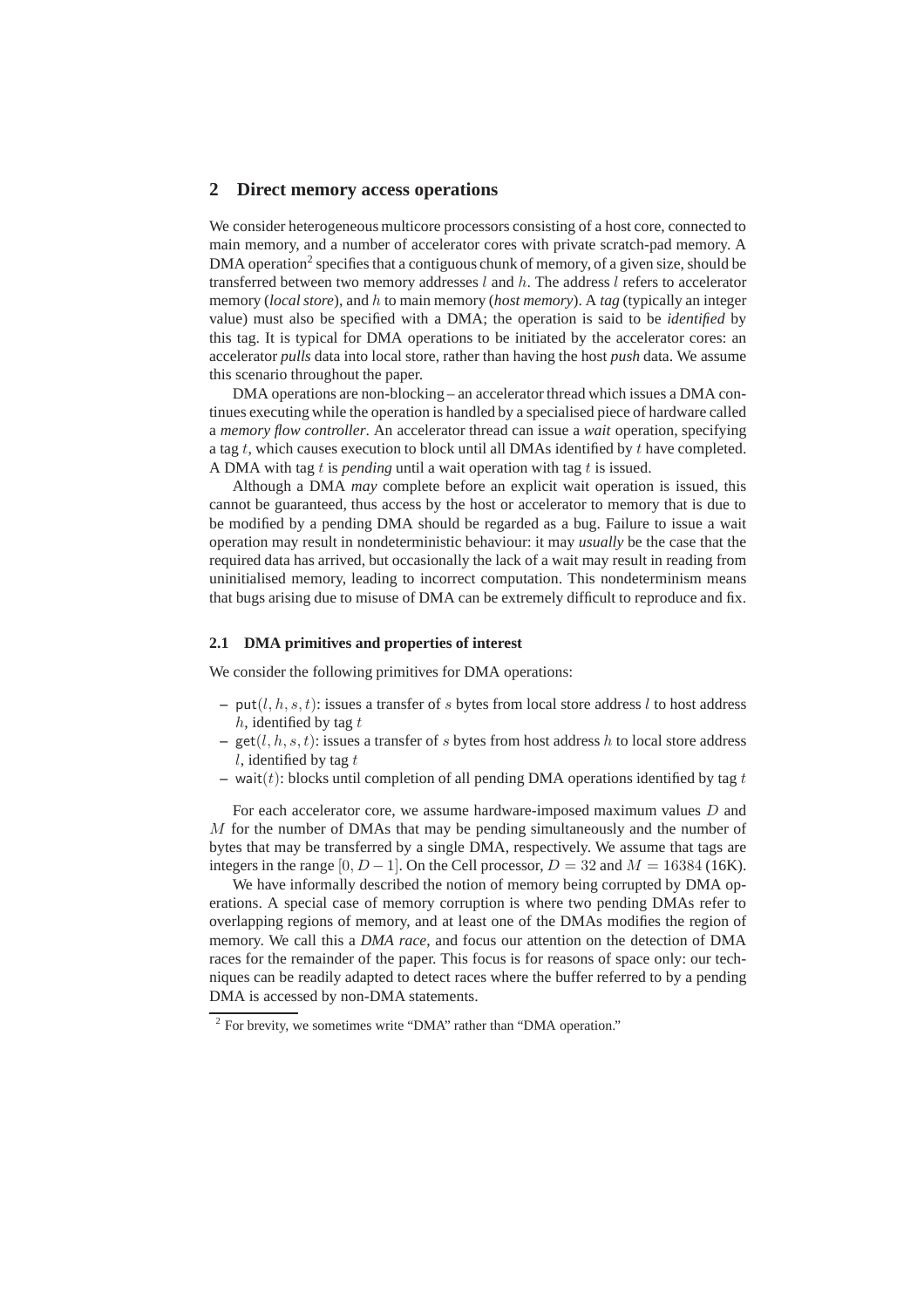## 2 Direct memory access operations

We consider heterogeneous multicore processors consisting of a host core, connected to main memory, and a number of accelerator cores with private scratch-pad memory. A DMA operation[2] specifies that a contiguous chunk of memory, of a given size, should be transferred between two memory addresses $l$ and $h$. The address $l$ refers to accelerator memory (*local store*), and $h$ to main memory (*host memory*). A *tag* (typically an integer value) must also be specified with a DMA; the operation is said to be *identified* by this tag. It is typical for DMA operations to be initiated by the accelerator cores: an accelerator *pulls* data into local store, rather than having the host *push* data. We assume this scenario throughout the paper.

DMA operations are non-blocking – an accelerator thread which issues a DMA continues executing while the operation is handled by a specialised piece of hardware called a *memory flow controller*. An accelerator thread can issue a *wait* operation, specifying a tag $t$, which causes execution to block until all DMAs identified by $t$ have completed. A DMA with tag $t$ is *pending* until a wait operation with tag $t$ is issued.

Although a DMA *may* complete before an explicit wait operation is issued, this cannot be guaranteed, thus access by the host or accelerator to memory that is due to be modified by a pending DMA should be regarded as a bug. Failure to issue a wait operation may result in nondeterministic behaviour: it may *usually* be the case that the required data has arrived, but occasionally the lack of a wait may result in reading from uninitialised memory, leading to incorrect computation. This nondeterminism means that bugs arising due to misuse of DMA can be extremely difficult to reproduce and fix.

### 2.1 DMA primitives and properties of interest

We consider the following primitives for DMA operations:

- $\mathsf{put}(l, h, s, t)$: issues a transfer of $s$ bytes from local store address $l$ to host address $h$, identified by tag $t$
- $\mathsf{get}(l, h, s, t)$: issues a transfer of $s$ bytes from host address $h$ to local store address $l$, identified by tag $t$
- $\mathsf{wait}(t)$: blocks until completion of all pending DMA operations identified by tag $t$

For each accelerator core, we assume hardware-imposed maximum values $D$ and $M$ for the number of DMAs that may be pending simultaneously and the number of bytes that may be transferred by a single DMA, respectively. We assume that tags are integers in the range $[0, D-1]$. On the Cell processor, $D = 32$ and $M = 16384$ (16K).

We have informally described the notion of memory being corrupted by DMA operations. A special case of memory corruption is where two pending DMAs refer to overlapping regions of memory, and at least one of the DMAs modifies the region of memory. We call this a *DMA race*, and focus our attention on the detection of DMA races for the remainder of the paper. This focus is for reasons of space only: our techniques can be readily adapted to detect races where the buffer referred to by a pending DMA is accessed by non-DMA statements.

[2] For brevity, we sometimes write "DMA" rather than "DMA operation."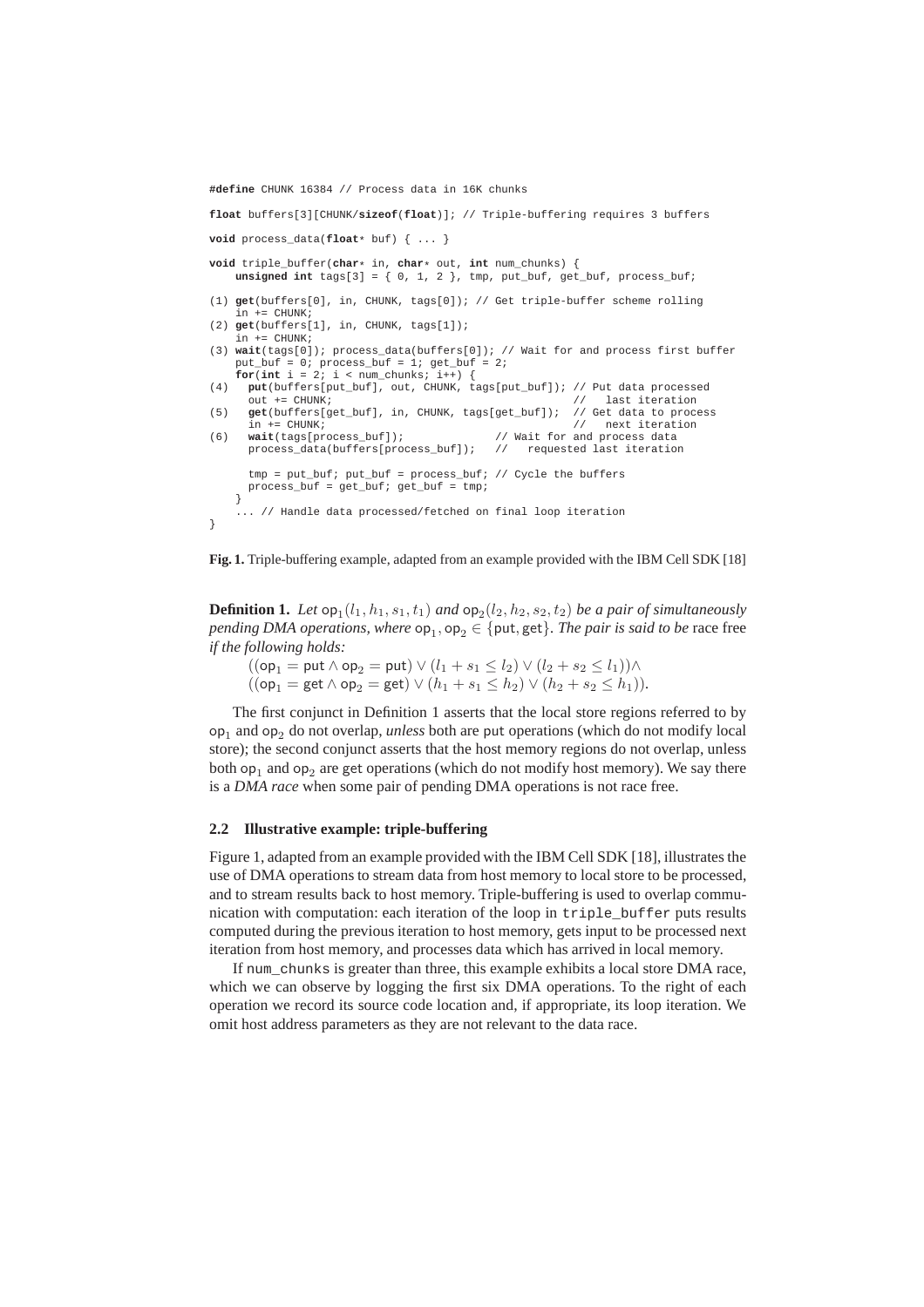```
#define CHUNK 16384 // Process data in 16K chunks

float buffers[3][CHUNK/sizeof(float)]; // Triple-buffering requires 3 buffers

void process_data(float* buf) { ... }

void triple_buffer(char* in, char* out, int num_chunks) {
    unsigned int tags[3] = { 0, 1, 2 }, tmp, put_buf, get_buf, process_buf;

(1) get(buffers[0], in, CHUNK, tags[0]); // Get triple-buffer scheme rolling
    in += CHUNK;
(2) get(buffers[1], in, CHUNK, tags[1]);
    in += CHUNK;
(3) wait(tags[0]); process_data(buffers[0]); // Wait for and process first buffer
    put_buf = 0; process_buf = 1; get_buf = 2;
    for(int i = 2; i < num_chunks; i++) {
(4)   put(buffers[put_buf], out, CHUNK, tags[put_buf]); // Put data processed
      out += CHUNK;                                     //   last iteration
(5)   get(buffers[get_buf], in, CHUNK, tags[get_buf]);  // Get data to process
      in += CHUNK;                                      //   next iteration
(6)   wait(tags[process_buf]);              // Wait for and process data
      process_data(buffers[process_buf]);   //   requested last iteration

      tmp = put_buf; put_buf = process_buf; // Cycle the buffers
      process_buf = get_buf; get_buf = tmp;
    }
    ... // Handle data processed/fetched on final loop iteration
}
```

**Fig. 1.** Triple-buffering example, adapted from an example provided with the IBM Cell SDK [18]

**Definition 1.** *Let* $\mathsf{op}_1(l_1, h_1, s_1, t_1)$ *and* $\mathsf{op}_2(l_2, h_2, s_2, t_2)$ *be a pair of simultaneously pending DMA operations, where* $\mathsf{op}_1, \mathsf{op}_2 \in \{\mathsf{put}, \mathsf{get}\}$. *The pair is said to be* race free *if the following holds:*

$$((\mathsf{op}_1 = \mathsf{put} \wedge \mathsf{op}_2 = \mathsf{put}) \vee (l_1 + s_1 \leq l_2) \vee (l_2 + s_2 \leq l_1)) \wedge$$
$$((\mathsf{op}_1 = \mathsf{get} \wedge \mathsf{op}_2 = \mathsf{get}) \vee (h_1 + s_1 \leq h_2) \vee (h_2 + s_2 \leq h_1)).$$

The first conjunct in Definition 1 asserts that the local store regions referred to by $\mathsf{op}_1$ and $\mathsf{op}_2$ do not overlap, *unless* both are put operations (which do not modify local store); the second conjunct asserts that the host memory regions do not overlap, unless both $\mathsf{op}_1$ and $\mathsf{op}_2$ are get operations (which do not modify host memory). We say there is a *DMA race* when some pair of pending DMA operations is not race free.

### 2.2 Illustrative example: triple-buffering

Figure 1, adapted from an example provided with the IBM Cell SDK [18], illustrates the use of DMA operations to stream data from host memory to local store to be processed, and to stream results back to host memory. Triple-buffering is used to overlap communication with computation: each iteration of the loop in `triple_buffer` puts results computed during the previous iteration to host memory, gets input to be processed next iteration from host memory, and processes data which has arrived in local memory.

If `num_chunks` is greater than three, this example exhibits a local store DMA race, which we can observe by logging the first six DMA operations. To the right of each operation we record its source code location and, if appropriate, its loop iteration. We omit host address parameters as they are not relevant to the data race.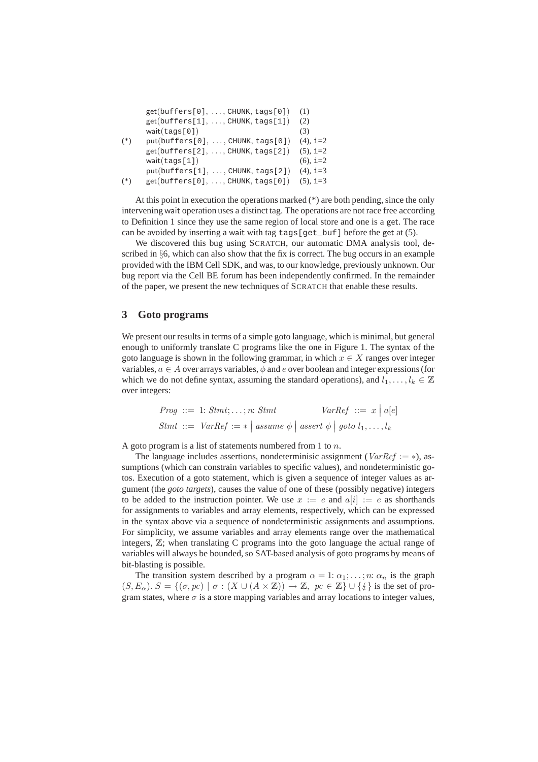```
     get(buffers[0], ..., CHUNK, tags[0])   (1)
     get(buffers[1], ..., CHUNK, tags[1])   (2)
     wait(tags[0])                          (3)
(*)  put(buffers[0], ..., CHUNK, tags[0])   (4), i=2
     get(buffers[2], ..., CHUNK, tags[2])   (5), i=2
     wait(tags[1])                          (6), i=2
     put(buffers[1], ..., CHUNK, tags[2])   (4), i=3
(*)  get(buffers[0], ..., CHUNK, tags[0])   (5), i=3
```

At this point in execution the operations marked (*) are both pending, since the only intervening wait operation uses a distinct tag. The operations are not race free according to Definition 1 since they use the same region of local store and one is a get. The race can be avoided by inserting a wait with tag `tags[get_buf]` before the get at (5).

We discovered this bug using SCRATCH, our automatic DMA analysis tool, described in §6, which can also show that the fix is correct. The bug occurs in an example provided with the IBM Cell SDK, and was, to our knowledge, previously unknown. Our bug report via the Cell BE forum has been independently confirmed. In the remainder of the paper, we present the new techniques of SCRATCH that enable these results.

## 3 Goto programs

We present our results in terms of a simple goto language, which is minimal, but general enough to uniformly translate C programs like the one in Figure 1. The syntax of the goto language is shown in the following grammar, in which $x \in X$ ranges over integer variables, $a \in A$ over arrays variables, $\phi$ and $e$ over boolean and integer expressions (for which we do not define syntax, assuming the standard operations), and $l_1, \ldots, l_k \in \mathbb{Z}$ over integers:

$$Prog \ ::= \ 1\colon Stmt; \ldots; n\colon Stmt \qquad\qquad VarRef \ ::= \ x \mid a[e]$$

$$Stmt \ ::= \ VarRef := * \mid assume\ \phi \mid assert\ \phi \mid goto\ l_1, \ldots, l_k$$

A goto program is a list of statements numbered from 1 to $n$.

The language includes assertions, nondeterminisic assignment ($VarRef := *$), assumptions (which can constrain variables to specific values), and nondeterministic gotos. Execution of a goto statement, which is given a sequence of integer values as argument (the *goto targets*), causes the value of one of these (possibly negative) integers to be added to the instruction pointer. We use $x := e$ and $a[i] := e$ as shorthands for assignments to variables and array elements, respectively, which can be expressed in the syntax above via a sequence of nondeterministic assignments and assumptions. For simplicity, we assume variables and array elements range over the mathematical integers, $\mathbb{Z}$; when translating C programs into the goto language the actual range of variables will always be bounded, so SAT-based analysis of goto programs by means of bit-blasting is possible.

The transition system described by a program $\alpha = 1\colon \alpha_1; \ldots; n\colon \alpha_n$ is the graph $(S, E_\alpha)$. $S = \{(\sigma, pc) \mid \sigma : (X \cup (A \times \mathbb{Z})) \to \mathbb{Z},\ pc \in \mathbb{Z}\} \cup \{\lightning\}$ is the set of program states, where $\sigma$ is a store mapping variables and array locations to integer values,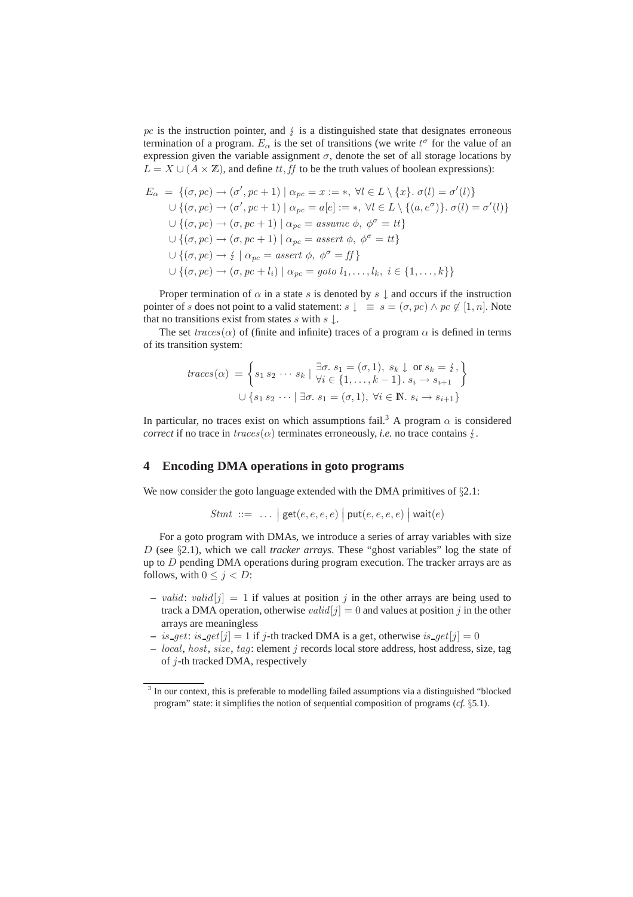$pc$ is the instruction pointer, and $\lightning$ is a distinguished state that designates erroneous termination of a program. $E_\alpha$ is the set of transitions (we write $t^\sigma$ for the value of an expression given the variable assignment $\sigma$, denote the set of all storage locations by $L = X \cup (A \times \mathbb{Z})$, and define $tt, ff$ to be the truth values of boolean expressions):

$$
\begin{aligned}
E_\alpha \;=\; & \{(\sigma, pc) \to (\sigma', pc+1) \mid \alpha_{pc} = x := *,\ \forall l \in L \setminus \{x\}.\ \sigma(l) = \sigma'(l)\} \\
\cup\; & \{(\sigma, pc) \to (\sigma', pc+1) \mid \alpha_{pc} = a[e] := *,\ \forall l \in L \setminus \{(a, e^\sigma)\}.\ \sigma(l) = \sigma'(l)\} \\
\cup\; & \{(\sigma, pc) \to (\sigma, pc+1) \mid \alpha_{pc} = \mathit{assume}\ \phi,\ \phi^\sigma = tt\} \\
\cup\; & \{(\sigma, pc) \to (\sigma, pc+1) \mid \alpha_{pc} = \mathit{assert}\ \phi,\ \phi^\sigma = tt\} \\
\cup\; & \{(\sigma, pc) \to \lightning \mid \alpha_{pc} = \mathit{assert}\ \phi,\ \phi^\sigma = ff\} \\
\cup\; & \{(\sigma, pc) \to (\sigma, pc + l_i) \mid \alpha_{pc} = \mathit{goto}\ l_1, \ldots, l_k,\ i \in \{1, \ldots, k\}\}
\end{aligned}
$$

Proper termination of $\alpha$ in a state $s$ is denoted by $s \downarrow$ and occurs if the instruction pointer of $s$ does not point to a valid statement: $s \downarrow\ \equiv\ s = (\sigma, pc) \wedge pc \notin [1, n]$. Note that no transitions exist from states $s$ with $s \downarrow$.

The set $traces(\alpha)$ of (finite and infinite) traces of a program $\alpha$ is defined in terms of its transition system:

$$
\begin{aligned}
traces(\alpha) \;=\; & \left\{ s_1\, s_2 \cdots s_k \;\middle|\; \begin{array}{l} \exists \sigma.\ s_1 = (\sigma, 1),\ s_k \downarrow \text{ or } s_k = \lightning, \\ \forall i \in \{1, \ldots, k-1\}.\ s_i \to s_{i+1} \end{array} \right\} \\
& \cup \{s_1\, s_2 \cdots \mid \exists \sigma.\ s_1 = (\sigma, 1),\ \forall i \in \mathbb{N}.\ s_i \to s_{i+1}\}
\end{aligned}
$$

In particular, no traces exist on which assumptions fail.[3] A program $\alpha$ is considered *correct* if no trace in $traces(\alpha)$ terminates erroneously, *i.e.* no trace contains $\lightning$.

## 4 Encoding DMA operations in goto programs

We now consider the goto language extended with the DMA primitives of §2.1:

$$
\mathit{Stmt} \ ::= \ \ldots \ \big|\ \mathsf{get}(e, e, e, e) \ \big|\ \mathsf{put}(e, e, e, e) \ \big|\ \mathsf{wait}(e)
$$

For a goto program with DMAs, we introduce a series of array variables with size $D$ (see §2.1), which we call *tracker arrays*. These "ghost variables" log the state of up to $D$ pending DMA operations during program execution. The tracker arrays are as follows, with $0 \le j < D$:

- $valid$: $valid[j] = 1$ if values at position $j$ in the other arrays are being used to track a DMA operation, otherwise $valid[j] = 0$ and values at position $j$ in the other arrays are meaningless
- $is\_get$: $is\_get[j] = 1$ if $j$-th tracked DMA is a get, otherwise $is\_get[j] = 0$
- $local$, $host$, $size$, $tag$: element $j$ records local store address, host address, size, tag of $j$-th tracked DMA, respectively

[3] In our context, this is preferable to modelling failed assumptions via a distinguished "blocked program" state: it simplifies the notion of sequential composition of programs (*cf.* §5.1).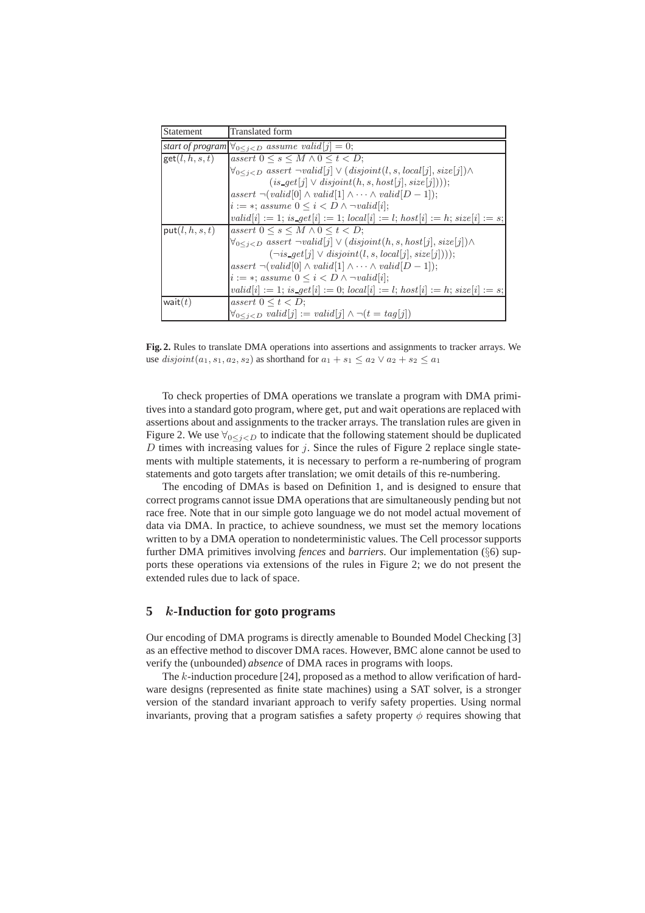| Statement | Translated form |
|---|---|
| *start of program* | $\forall_{0\leq j<D}$ $assume\ valid[j] = 0;$ |
| $\mathsf{get}(l, h, s, t)$ | $assert\ 0 \leq s \leq M \wedge 0 \leq t < D;$ <br> $\forall_{0\leq j<D}$ $assert\ \neg valid[j] \vee (disjoint(l, s, local[j], size[j]) \wedge$ <br> $(is\_get[j] \vee disjoint(h, s, host[j], size[j])));$ <br> $assert\ \neg(valid[0] \wedge valid[1] \wedge \cdots \wedge valid[D-1]);$ <br> $i := *;\ assume\ 0 \leq i < D \wedge \neg valid[i];$ <br> $valid[i] := 1;\ is\_get[i] := 1;\ local[i] := l;\ host[i] := h;\ size[i] := s;$ |
| $\mathsf{put}(l, h, s, t)$ | $assert\ 0 \leq s \leq M \wedge 0 \leq t < D;$ <br> $\forall_{0\leq j<D}$ $assert\ \neg valid[j] \vee (disjoint(h, s, host[j], size[j]) \wedge$ <br> $(\neg is\_get[j] \vee disjoint(l, s, local[j], size[j])));$ <br> $assert\ \neg(valid[0] \wedge valid[1] \wedge \cdots \wedge valid[D-1]);$ <br> $i := *;\ assume\ 0 \leq i < D \wedge \neg valid[i];$ <br> $valid[i] := 1;\ is\_get[i] := 0;\ local[i] := l;\ host[i] := h;\ size[i] := s;$ |
| $\mathsf{wait}(t)$ | $assert\ 0 \leq t < D;$ <br> $\forall_{0\leq j<D}$ $valid[j] := valid[j] \wedge \neg(t = tag[j])$ |

**Fig. 2.** Rules to translate DMA operations into assertions and assignments to tracker arrays. We use $disjoint(a_1, s_1, a_2, s_2)$ as shorthand for $a_1 + s_1 \leq a_2 \vee a_2 + s_2 \leq a_1$

To check properties of DMA operations we translate a program with DMA primitives into a standard goto program, where get, put and wait operations are replaced with assertions about and assignments to the tracker arrays. The translation rules are given in Figure 2. We use $\forall_{0\leq j<D}$ to indicate that the following statement should be duplicated $D$ times with increasing values for $j$. Since the rules of Figure 2 replace single statements with multiple statements, it is necessary to perform a re-numbering of program statements and goto targets after translation; we omit details of this re-numbering.

The encoding of DMAs is based on Definition 1, and is designed to ensure that correct programs cannot issue DMA operations that are simultaneously pending but not race free. Note that in our simple goto language we do not model actual movement of data via DMA. In practice, to achieve soundness, we must set the memory locations written to by a DMA operation to nondeterministic values. The Cell processor supports further DMA primitives involving *fences* and *barriers*. Our implementation (§6) supports these operations via extensions of the rules in Figure 2; we do not present the extended rules due to lack of space.

## 5 $k$-Induction for goto programs

Our encoding of DMA programs is directly amenable to Bounded Model Checking [3] as an effective method to discover DMA races. However, BMC alone cannot be used to verify the (unbounded) *absence* of DMA races in programs with loops.

The $k$-induction procedure [24], proposed as a method to allow verification of hardware designs (represented as finite state machines) using a SAT solver, is a stronger version of the standard invariant approach to verify safety properties. Using normal invariants, proving that a program satisfies a safety property $\phi$ requires showing that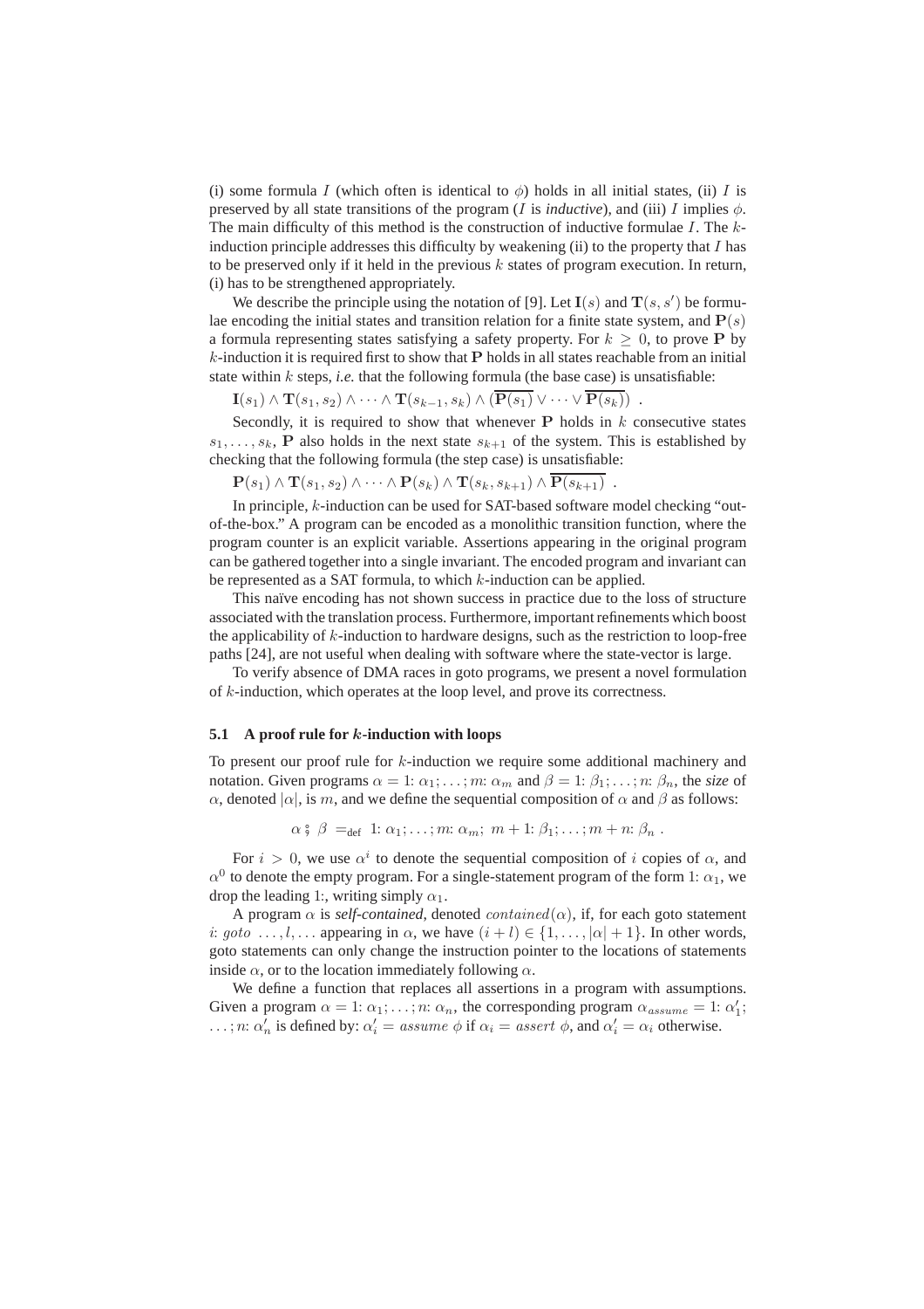(i) some formula $I$ (which often is identical to $\phi$) holds in all initial states, (ii) $I$ is preserved by all state transitions of the program ($I$ is *inductive*), and (iii) $I$ implies $\phi$. The main difficulty of this method is the construction of inductive formulae $I$. The $k$-induction principle addresses this difficulty by weakening (ii) to the property that $I$ has to be preserved only if it held in the previous $k$ states of program execution. In return, (i) has to be strengthened appropriately.

We describe the principle using the notation of [9]. Let $\mathbf{I}(s)$ and $\mathbf{T}(s, s')$ be formulae encoding the initial states and transition relation for a finite state system, and $\mathbf{P}(s)$ a formula representing states satisfying a safety property. For $k \geq 0$, to prove $\mathbf{P}$ by $k$-induction it is required first to show that $\mathbf{P}$ holds in all states reachable from an initial state within $k$ steps, *i.e.* that the following formula (the base case) is unsatisfiable:

$$\mathbf{I}(s_1) \wedge \mathbf{T}(s_1, s_2) \wedge \cdots \wedge \mathbf{T}(s_{k-1}, s_k) \wedge (\overline{\mathbf{P}(s_1)} \vee \cdots \vee \overline{\mathbf{P}(s_k)}) \ .$$

Secondly, it is required to show that whenever $\mathbf{P}$ holds in $k$ consecutive states $s_1, \ldots, s_k$, $\mathbf{P}$ also holds in the next state $s_{k+1}$ of the system. This is established by checking that the following formula (the step case) is unsatisfiable:

$$\mathbf{P}(s_1) \wedge \mathbf{T}(s_1, s_2) \wedge \cdots \wedge \mathbf{P}(s_k) \wedge \mathbf{T}(s_k, s_{k+1}) \wedge \overline{\mathbf{P}(s_{k+1})} \ .$$

In principle, $k$-induction can be used for SAT-based software model checking "out-of-the-box." A program can be encoded as a monolithic transition function, where the program counter is an explicit variable. Assertions appearing in the original program can be gathered together into a single invariant. The encoded program and invariant can be represented as a SAT formula, to which $k$-induction can be applied.

This naïve encoding has not shown success in practice due to the loss of structure associated with the translation process. Furthermore, important refinements which boost the applicability of $k$-induction to hardware designs, such as the restriction to loop-free paths [24], are not useful when dealing with software where the state-vector is large.

To verify absence of DMA races in goto programs, we present a novel formulation of $k$-induction, which operates at the loop level, and prove its correctness.

### 5.1 A proof rule for $k$-induction with loops

To present our proof rule for $k$-induction we require some additional machinery and notation. Given programs $\alpha = 1\colon \alpha_1; \ldots; m\colon \alpha_m$ and $\beta = 1\colon \beta_1; \ldots; n\colon \beta_n$, the *size* of $\alpha$, denoted $|\alpha|$, is $m$, and we define the sequential composition of $\alpha$ and $\beta$ as follows:

$$\alpha \mathbin{;} \beta =_{\text{def}} 1\colon \alpha_1; \ldots; m\colon \alpha_m;\ m+1\colon \beta_1; \ldots; m+n\colon \beta_n \ .$$

For $i > 0$, we use $\alpha^i$ to denote the sequential composition of $i$ copies of $\alpha$, and $\alpha^0$ to denote the empty program. For a single-statement program of the form $1\colon \alpha_1$, we drop the leading 1:, writing simply $\alpha_1$.

A program $\alpha$ is *self-contained*, denoted $contained(\alpha)$, if, for each goto statement $i\colon goto\ \ldots, l, \ldots$ appearing in $\alpha$, we have $(i + l) \in \{1, \ldots, |\alpha| + 1\}$. In other words, goto statements can only change the instruction pointer to the locations of statements inside $\alpha$, or to the location immediately following $\alpha$.

We define a function that replaces all assertions in a program with assumptions. Given a program $\alpha = 1\colon \alpha_1; \ldots; n\colon \alpha_n$, the corresponding program $\alpha_{assume} = 1\colon \alpha'_1; \ldots; n\colon \alpha'_n$ is defined by: $\alpha'_i = assume\ \phi$ if $\alpha_i = assert\ \phi$, and $\alpha'_i = \alpha_i$ otherwise.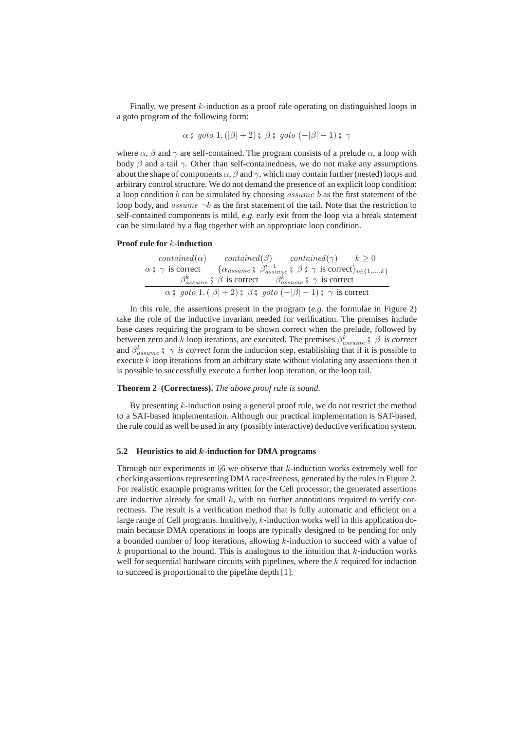Finally, we present $k$-induction as a proof rule operating on distinguished loops in a goto program of the following form:

$$\alpha \fatsemi \mathit{goto}\ 1, (|\beta| + 2) \fatsemi \beta \fatsemi \mathit{goto}\ (-|\beta| - 1) \fatsemi \gamma$$

where $\alpha$, $\beta$ and $\gamma$ are self-contained. The program consists of a prelude $\alpha$, a loop with body $\beta$ and a tail $\gamma$. Other than self-containedness, we do not make any assumptions about the shape of components $\alpha$, $\beta$ and $\gamma$, which may contain further (nested) loops and arbitrary control structure. We do not demand the presence of an explicit loop condition: a loop condition $b$ can be simulated by choosing $\mathit{assume}\ b$ as the first statement of the loop body, and $\mathit{assume}\ \neg b$ as the first statement of the tail. Note that the restriction to self-contained components is mild, *e.g.* early exit from the loop via a break statement can be simulated by a flag together with an appropriate loop condition.

**Proof rule for $k$-induction**

$$\frac{\begin{array}{c} \mathit{contained}(\alpha) \qquad \mathit{contained}(\beta) \qquad \mathit{contained}(\gamma) \qquad k \geq 0 \\ \alpha \fatsemi \gamma \text{ is correct} \qquad \{\alpha_{assume} \fatsemi \beta^{i-1}_{assume} \fatsemi \beta \fatsemi \gamma \text{ is correct}\}_{i \in \{1,\ldots,k\}} \\ \beta^{k}_{assume} \fatsemi \beta \text{ is correct} \qquad \beta^{k}_{assume} \fatsemi \gamma \text{ is correct} \end{array}}{\alpha \fatsemi \mathit{goto}\ 1, (|\beta| + 2) \fatsemi \beta \fatsemi \mathit{goto}\ (-|\beta| - 1) \fatsemi \gamma \text{ is correct}}$$

In this rule, the assertions present in the program (*e.g.* the formulae in Figure 2) take the role of the inductive invariant needed for verification. The premises include base cases requiring the program to be shown correct when the prelude, followed by between zero and $k$ loop iterations, are executed. The premises $\beta^{k}_{assume} \fatsemi \beta$ *is correct* and $\beta^{k}_{assume} \fatsemi \gamma$ *is correct* form the induction step, establishing that if it is possible to execute $k$ loop iterations from an arbitrary state without violating any assertions then it is possible to successfully execute a further loop iteration, or the loop tail.

**Theorem 2 (Correctness).** *The above proof rule is sound.*

By presenting $k$-induction using a general proof rule, we do not restrict the method to a SAT-based implementation. Although our practical implementation is SAT-based, the rule could as well be used in any (possibly interactive) deductive verification system.

### 5.2 Heuristics to aid $k$-induction for DMA programs

Through our experiments in §6 we observe that $k$-induction works extremely well for checking assertions representing DMA race-freeness, generated by the rules in Figure 2. For realistic example programs written for the Cell processor, the generated assertions are inductive already for small $k$, with no further annotations required to verify correctness. The result is a verification method that is fully automatic and efficient on a large range of Cell programs. Intuitively, $k$-induction works well in this application domain because DMA operations in loops are typically designed to be pending for only a bounded number of loop iterations, allowing $k$-induction to succeed with a value of $k$ proportional to the bound. This is analogous to the intuition that $k$-induction works well for sequential hardware circuits with pipelines, where the $k$ required for induction to succeed is proportional to the pipeline depth [1].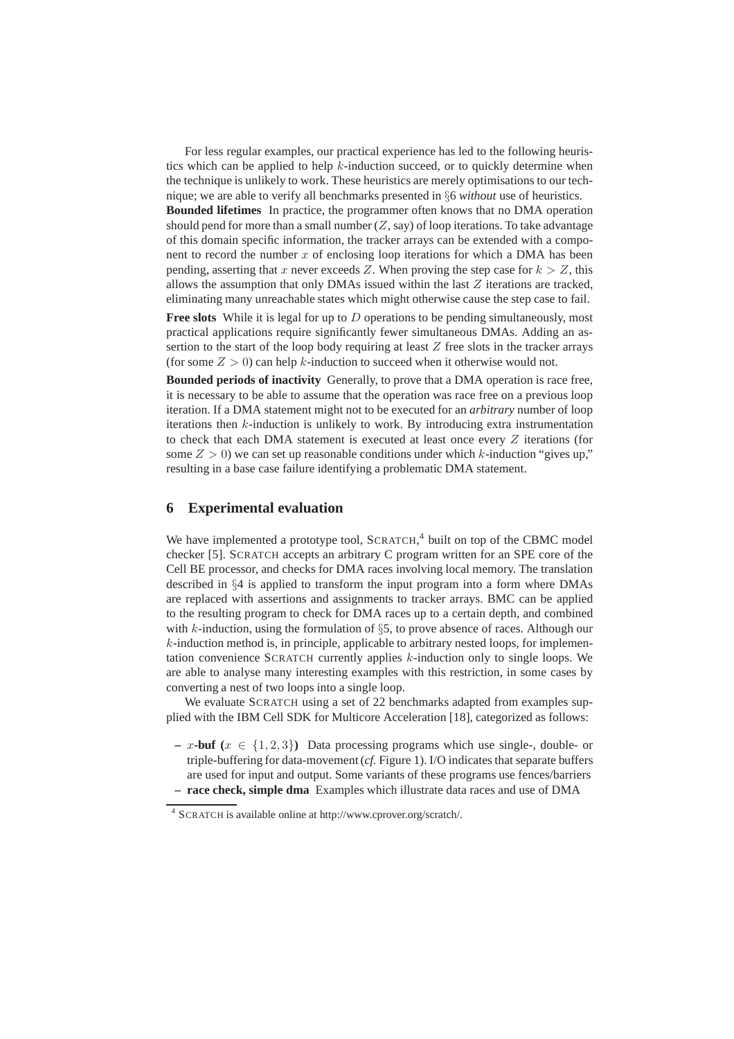For less regular examples, our practical experience has led to the following heuristics which can be applied to help $k$-induction succeed, or to quickly determine when the technique is unlikely to work. These heuristics are merely optimisations to our technique; we are able to verify all benchmarks presented in §6 *without* use of heuristics.

**Bounded lifetimes** In practice, the programmer often knows that no DMA operation should pend for more than a small number ($Z$, say) of loop iterations. To take advantage of this domain specific information, the tracker arrays can be extended with a component to record the number $x$ of enclosing loop iterations for which a DMA has been pending, asserting that $x$ never exceeds $Z$. When proving the step case for $k > Z$, this allows the assumption that only DMAs issued within the last $Z$ iterations are tracked, eliminating many unreachable states which might otherwise cause the step case to fail.

**Free slots** While it is legal for up to $D$ operations to be pending simultaneously, most practical applications require significantly fewer simultaneous DMAs. Adding an assertion to the start of the loop body requiring at least $Z$ free slots in the tracker arrays (for some $Z > 0$) can help $k$-induction to succeed when it otherwise would not.

**Bounded periods of inactivity** Generally, to prove that a DMA operation is race free, it is necessary to be able to assume that the operation was race free on a previous loop iteration. If a DMA statement might not to be executed for an *arbitrary* number of loop iterations then $k$-induction is unlikely to work. By introducing extra instrumentation to check that each DMA statement is executed at least once every $Z$ iterations (for some $Z > 0$) we can set up reasonable conditions under which $k$-induction "gives up," resulting in a base case failure identifying a problematic DMA statement.

## 6 Experimental evaluation

We have implemented a prototype tool, SCRATCH,[4] built on top of the CBMC model checker [5]. SCRATCH accepts an arbitrary C program written for an SPE core of the Cell BE processor, and checks for DMA races involving local memory. The translation described in §4 is applied to transform the input program into a form where DMAs are replaced with assertions and assignments to tracker arrays. BMC can be applied to the resulting program to check for DMA races up to a certain depth, and combined with $k$-induction, using the formulation of §5, to prove absence of races. Although our $k$-induction method is, in principle, applicable to arbitrary nested loops, for implementation convenience SCRATCH currently applies $k$-induction only to single loops. We are able to analyse many interesting examples with this restriction, in some cases by converting a nest of two loops into a single loop.

We evaluate SCRATCH using a set of 22 benchmarks adapted from examples supplied with the IBM Cell SDK for Multicore Acceleration [18], categorized as follows:

- **$x$-buf ($x \in \{1, 2, 3\}$)** Data processing programs which use single-, double- or triple-buffering for data-movement (*cf.* Figure 1). I/O indicates that separate buffers are used for input and output. Some variants of these programs use fences/barriers
- **race check, simple dma** Examples which illustrate data races and use of DMA

[4] SCRATCH is available online at http://www.cprover.org/scratch/.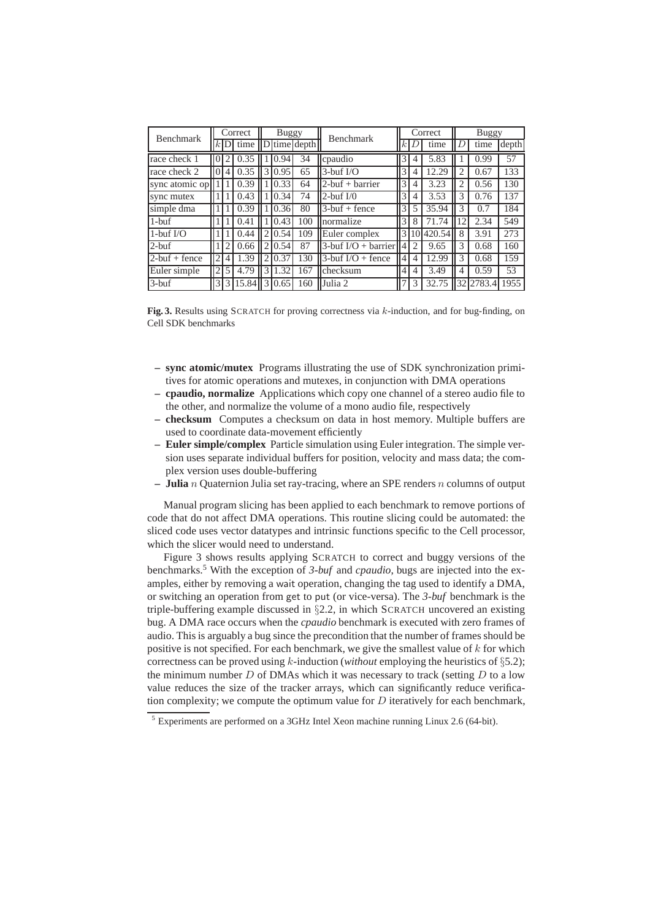| Benchmark | Correct | | | Buggy | | | Benchmark | Correct | | | Buggy | | |
|---|---|---|---|---|---|---|---|---|---|---|---|---|---|
| | $k$ | D | time | D | time | depth | | $k$ | $D$ | time | $D$ | time | depth |
| race check 1 | 0 | 2 | 0.35 | 1 | 0.94 | 34 | cpaudio | 3 | 4 | 5.83 | 1 | 0.99 | 57 |
| race check 2 | 0 | 4 | 0.35 | 3 | 0.95 | 65 | 3-buf I/O | 3 | 4 | 12.29 | 2 | 0.67 | 133 |
| sync atomic op | 1 | 1 | 0.39 | 1 | 0.33 | 64 | 2-buf + barrier | 3 | 4 | 3.23 | 2 | 0.56 | 130 |
| sync mutex | 1 | 1 | 0.43 | 1 | 0.34 | 74 | 2-buf I/0 | 3 | 4 | 3.53 | 3 | 0.76 | 137 |
| simple dma | 1 | 1 | 0.39 | 1 | 0.36 | 80 | 3-buf + fence | 3 | 5 | 35.94 | 3 | 0.7 | 184 |
| 1-buf | 1 | 1 | 0.41 | 1 | 0.43 | 100 | normalize | 3 | 8 | 71.74 | 12 | 2.34 | 549 |
| 1-buf I/O | 1 | 1 | 0.44 | 2 | 0.54 | 109 | Euler complex | 3 | 10 | 420.54 | 8 | 3.91 | 273 |
| 2-buf | 1 | 2 | 0.66 | 2 | 0.54 | 87 | 3-buf I/O + barrier | 4 | 2 | 9.65 | 3 | 0.68 | 160 |
| 2-buf + fence | 2 | 4 | 1.39 | 2 | 0.37 | 130 | 3-buf I/O + fence | 4 | 4 | 12.99 | 3 | 0.68 | 159 |
| Euler simple | 2 | 5 | 4.79 | 3 | 1.32 | 167 | checksum | 4 | 4 | 3.49 | 4 | 0.59 | 53 |
| 3-buf | 3 | 3 | 15.84 | 3 | 0.65 | 160 | Julia 2 | 7 | 3 | 32.75 | 32 | 2783.4 | 1955 |

**Fig. 3.** Results using SCRATCH for proving correctness via $k$-induction, and for bug-finding, on Cell SDK benchmarks

- **sync atomic/mutex** Programs illustrating the use of SDK synchronization primitives for atomic operations and mutexes, in conjunction with DMA operations
- **cpaudio, normalize** Applications which copy one channel of a stereo audio file to the other, and normalize the volume of a mono audio file, respectively
- **checksum** Computes a checksum on data in host memory. Multiple buffers are used to coordinate data-movement efficiently
- **Euler simple/complex** Particle simulation using Euler integration. The simple version uses separate individual buffers for position, velocity and mass data; the complex version uses double-buffering
- **Julia** $n$ Quaternion Julia set ray-tracing, where an SPE renders $n$ columns of output

Manual program slicing has been applied to each benchmark to remove portions of code that do not affect DMA operations. This routine slicing could be automated: the sliced code uses vector datatypes and intrinsic functions specific to the Cell processor, which the slicer would need to understand.

Figure 3 shows results applying SCRATCH to correct and buggy versions of the benchmarks.[5] With the exception of *3-buf* and *cpaudio*, bugs are injected into the examples, either by removing a wait operation, changing the tag used to identify a DMA, or switching an operation from get to put (or vice-versa). The *3-buf* benchmark is the triple-buffering example discussed in §2.2, in which SCRATCH uncovered an existing bug. A DMA race occurs when the *cpaudio* benchmark is executed with zero frames of audio. This is arguably a bug since the precondition that the number of frames should be positive is not specified. For each benchmark, we give the smallest value of $k$ for which correctness can be proved using $k$-induction (*without* employing the heuristics of §5.2); the minimum number $D$ of DMAs which it was necessary to track (setting $D$ to a low value reduces the size of the tracker arrays, which can significantly reduce verification complexity; we compute the optimum value for $D$ iteratively for each benchmark,

[5] Experiments are performed on a 3GHz Intel Xeon machine running Linux 2.6 (64-bit).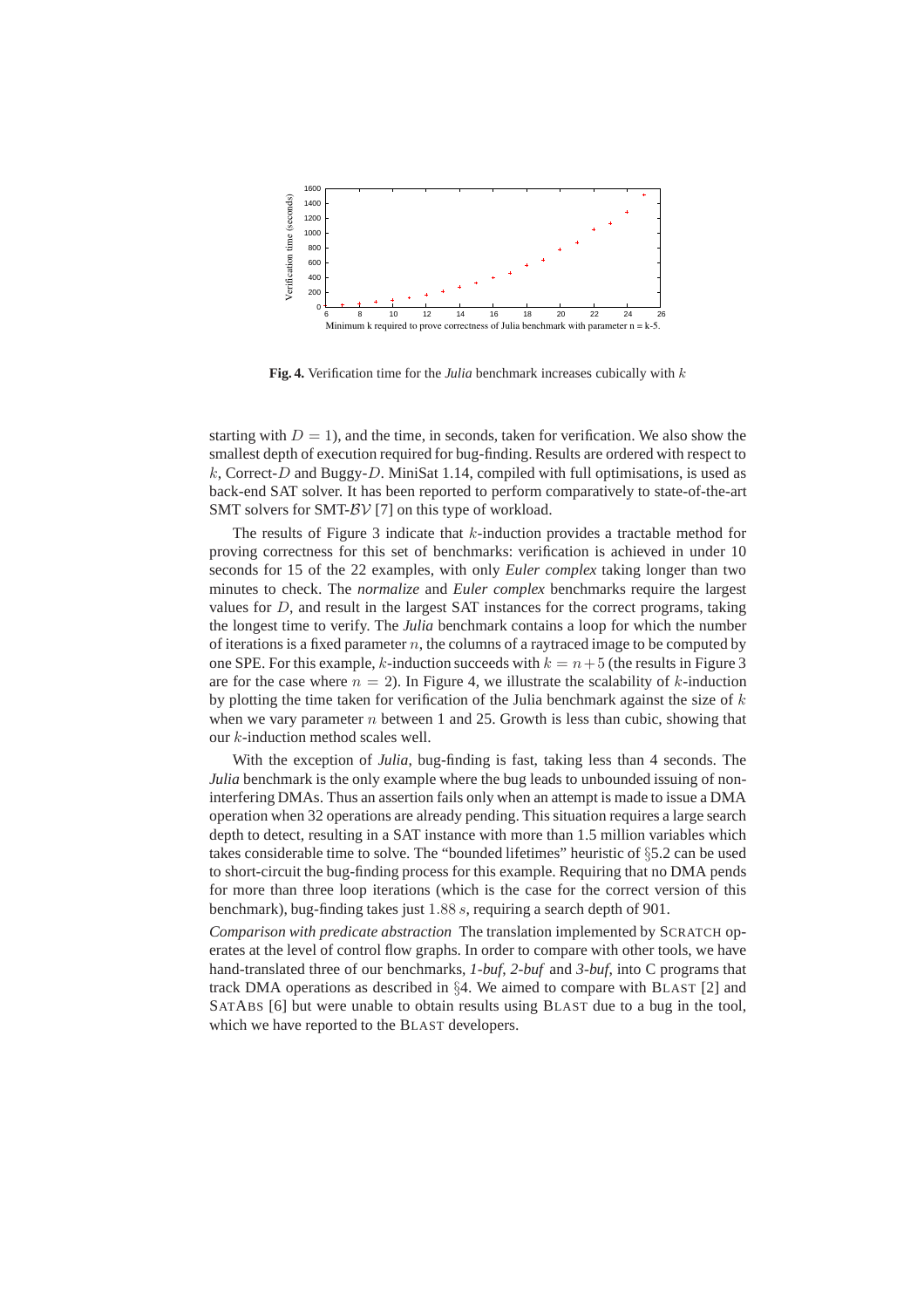**Fig. 4.** Verification time for the *Julia* benchmark increases cubically with $k$

starting with $D = 1$), and the time, in seconds, taken for verification. We also show the smallest depth of execution required for bug-finding. Results are ordered with respect to $k$, Correct-$D$ and Buggy-$D$. MiniSat 1.14, compiled with full optimisations, is used as back-end SAT solver. It has been reported to perform comparatively to state-of-the-art SMT solvers for SMT-$\mathcal{BV}$ [7] on this type of workload.

The results of Figure 3 indicate that $k$-induction provides a tractable method for proving correctness for this set of benchmarks: verification is achieved in under 10 seconds for 15 of the 22 examples, with only *Euler complex* taking longer than two minutes to check. The *normalize* and *Euler complex* benchmarks require the largest values for $D$, and result in the largest SAT instances for the correct programs, taking the longest time to verify. The *Julia* benchmark contains a loop for which the number of iterations is a fixed parameter $n$, the columns of a raytraced image to be computed by one SPE. For this example, $k$-induction succeeds with $k = n+5$ (the results in Figure 3 are for the case where $n = 2$). In Figure 4, we illustrate the scalability of $k$-induction by plotting the time taken for verification of the Julia benchmark against the size of $k$ when we vary parameter $n$ between 1 and 25. Growth is less than cubic, showing that our $k$-induction method scales well.

With the exception of *Julia*, bug-finding is fast, taking less than 4 seconds. The *Julia* benchmark is the only example where the bug leads to unbounded issuing of non-interfering DMAs. Thus an assertion fails only when an attempt is made to issue a DMA operation when 32 operations are already pending. This situation requires a large search depth to detect, resulting in a SAT instance with more than 1.5 million variables which takes considerable time to solve. The "bounded lifetimes" heuristic of §5.2 can be used to short-circuit the bug-finding process for this example. Requiring that no DMA pends for more than three loop iterations (which is the case for the correct version of this benchmark), bug-finding takes just $1.88\ s$, requiring a search depth of 901.

*Comparison with predicate abstraction* The translation implemented by SCRATCH operates at the level of control flow graphs. In order to compare with other tools, we have hand-translated three of our benchmarks, *1-buf*, *2-buf* and *3-buf*, into C programs that track DMA operations as described in §4. We aimed to compare with BLAST [2] and SATABS [6] but were unable to obtain results using BLAST due to a bug in the tool, which we have reported to the BLAST developers.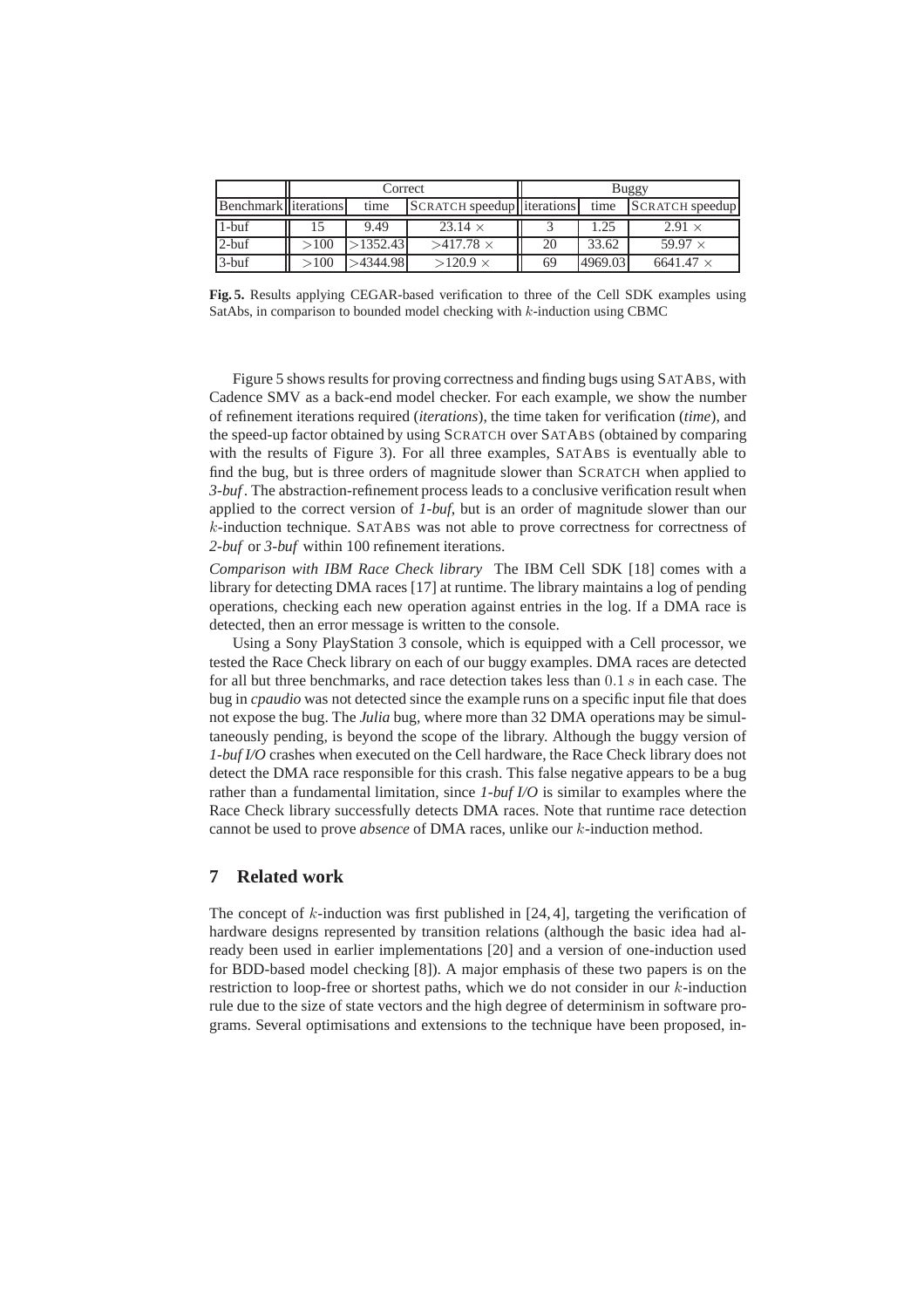| | Correct | | | Buggy | | |
|---|---|---|---|---|---|---|
| Benchmark | iterations | time | SCRATCH speedup | iterations | time | SCRATCH speedup |
| 1-buf | 15 | 9.49 | 23.14 × | 3 | 1.25 | 2.91 × |
| 2-buf | >100 | >1352.43 | >417.78 × | 20 | 33.62 | 59.97 × |
| 3-buf | >100 | >4344.98 | >120.9 × | 69 | 4969.03 | 6641.47 × |

**Fig. 5.** Results applying CEGAR-based verification to three of the Cell SDK examples using SatAbs, in comparison to bounded model checking with $k$-induction using CBMC

Figure 5 shows results for proving correctness and finding bugs using SATABS, with Cadence SMV as a back-end model checker. For each example, we show the number of refinement iterations required (*iterations*), the time taken for verification (*time*), and the speed-up factor obtained by using SCRATCH over SATABS (obtained by comparing with the results of Figure 3). For all three examples, SATABS is eventually able to find the bug, but is three orders of magnitude slower than SCRATCH when applied to *3-buf*. The abstraction-refinement process leads to a conclusive verification result when applied to the correct version of *1-buf*, but is an order of magnitude slower than our $k$-induction technique. SATABS was not able to prove correctness for correctness of *2-buf* or *3-buf* within 100 refinement iterations.

*Comparison with IBM Race Check library* The IBM Cell SDK [18] comes with a library for detecting DMA races [17] at runtime. The library maintains a log of pending operations, checking each new operation against entries in the log. If a DMA race is detected, then an error message is written to the console.

Using a Sony PlayStation 3 console, which is equipped with a Cell processor, we tested the Race Check library on each of our buggy examples. DMA races are detected for all but three benchmarks, and race detection takes less than $0.1\ s$ in each case. The bug in *cpaudio* was not detected since the example runs on a specific input file that does not expose the bug. The *Julia* bug, where more than 32 DMA operations may be simultaneously pending, is beyond the scope of the library. Although the buggy version of *1-buf I/O* crashes when executed on the Cell hardware, the Race Check library does not detect the DMA race responsible for this crash. This false negative appears to be a bug rather than a fundamental limitation, since *1-buf I/O* is similar to examples where the Race Check library successfully detects DMA races. Note that runtime race detection cannot be used to prove *absence* of DMA races, unlike our $k$-induction method.

## 7 Related work

The concept of $k$-induction was first published in [24, 4], targeting the verification of hardware designs represented by transition relations (although the basic idea had already been used in earlier implementations [20] and a version of one-induction used for BDD-based model checking [8]). A major emphasis of these two papers is on the restriction to loop-free or shortest paths, which we do not consider in our $k$-induction rule due to the size of state vectors and the high degree of determinism in software programs. Several optimisations and extensions to the technique have been proposed, in-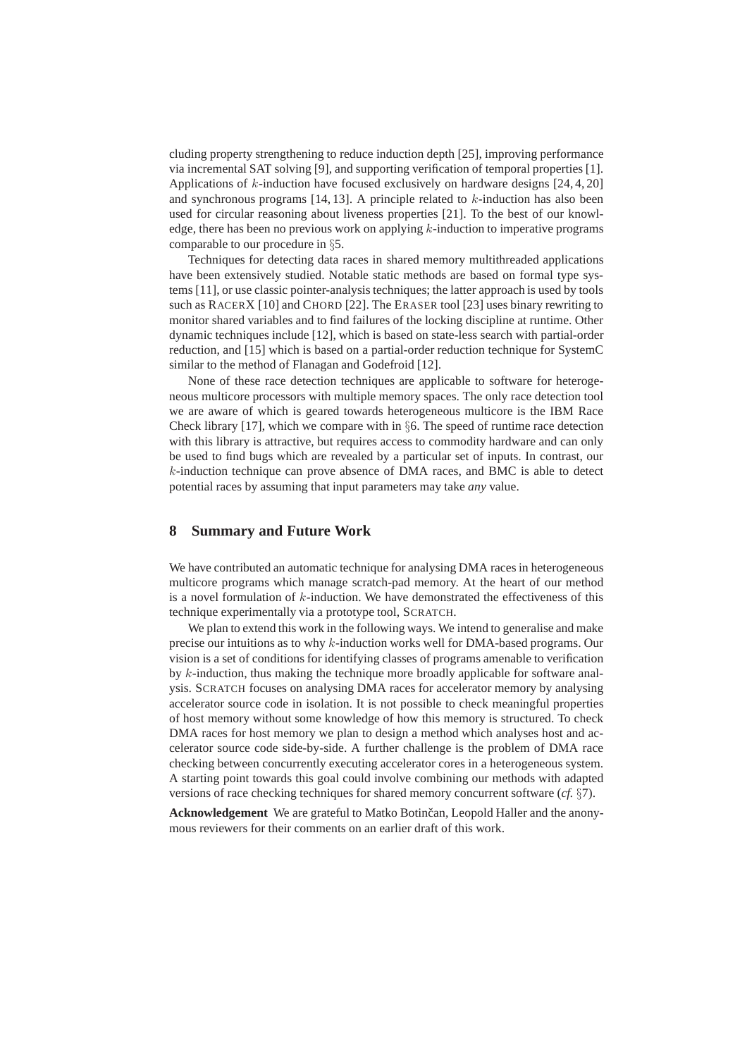cluding property strengthening to reduce induction depth [25], improving performance via incremental SAT solving [9], and supporting verification of temporal properties [1]. Applications of $k$-induction have focused exclusively on hardware designs [24, 4, 20] and synchronous programs [14, 13]. A principle related to $k$-induction has also been used for circular reasoning about liveness properties [21]. To the best of our knowledge, there has been no previous work on applying $k$-induction to imperative programs comparable to our procedure in §5.

Techniques for detecting data races in shared memory multithreaded applications have been extensively studied. Notable static methods are based on formal type systems [11], or use classic pointer-analysis techniques; the latter approach is used by tools such as RACERX [10] and CHORD [22]. The ERASER tool [23] uses binary rewriting to monitor shared variables and to find failures of the locking discipline at runtime. Other dynamic techniques include [12], which is based on state-less search with partial-order reduction, and [15] which is based on a partial-order reduction technique for SystemC similar to the method of Flanagan and Godefroid [12].

None of these race detection techniques are applicable to software for heterogeneous multicore processors with multiple memory spaces. The only race detection tool we are aware of which is geared towards heterogeneous multicore is the IBM Race Check library [17], which we compare with in §6. The speed of runtime race detection with this library is attractive, but requires access to commodity hardware and can only be used to find bugs which are revealed by a particular set of inputs. In contrast, our $k$-induction technique can prove absence of DMA races, and BMC is able to detect potential races by assuming that input parameters may take *any* value.

## 8 Summary and Future Work

We have contributed an automatic technique for analysing DMA races in heterogeneous multicore programs which manage scratch-pad memory. At the heart of our method is a novel formulation of $k$-induction. We have demonstrated the effectiveness of this technique experimentally via a prototype tool, SCRATCH.

We plan to extend this work in the following ways. We intend to generalise and make precise our intuitions as to why $k$-induction works well for DMA-based programs. Our vision is a set of conditions for identifying classes of programs amenable to verification by $k$-induction, thus making the technique more broadly applicable for software analysis. SCRATCH focuses on analysing DMA races for accelerator memory by analysing accelerator source code in isolation. It is not possible to check meaningful properties of host memory without some knowledge of how this memory is structured. To check DMA races for host memory we plan to design a method which analyses host and accelerator source code side-by-side. A further challenge is the problem of DMA race checking between concurrently executing accelerator cores in a heterogeneous system. A starting point towards this goal could involve combining our methods with adapted versions of race checking techniques for shared memory concurrent software (*cf.* §7).

**Acknowledgement** We are grateful to Matko Botinčan, Leopold Haller and the anonymous reviewers for their comments on an earlier draft of this work.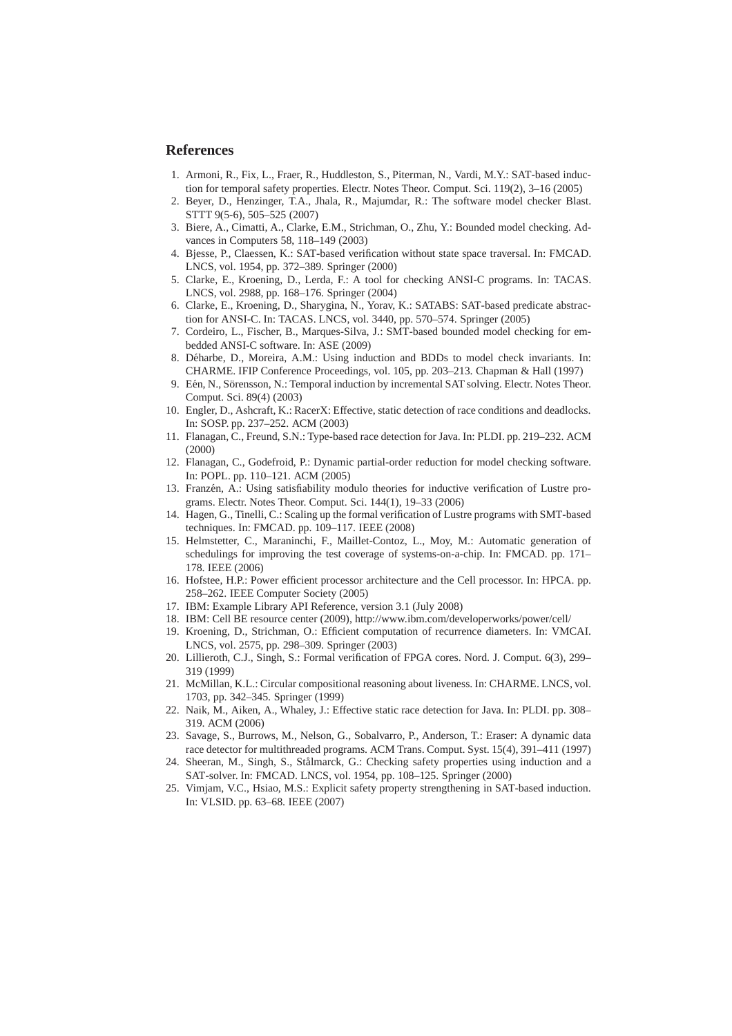## References

1. Armoni, R., Fix, L., Fraer, R., Huddleston, S., Piterman, N., Vardi, M.Y.: SAT-based induction for temporal safety properties. Electr. Notes Theor. Comput. Sci. 119(2), 3–16 (2005)
2. Beyer, D., Henzinger, T.A., Jhala, R., Majumdar, R.: The software model checker Blast. STTT 9(5-6), 505–525 (2007)
3. Biere, A., Cimatti, A., Clarke, E.M., Strichman, O., Zhu, Y.: Bounded model checking. Advances in Computers 58, 118–149 (2003)
4. Bjesse, P., Claessen, K.: SAT-based verification without state space traversal. In: FMCAD. LNCS, vol. 1954, pp. 372–389. Springer (2000)
5. Clarke, E., Kroening, D., Lerda, F.: A tool for checking ANSI-C programs. In: TACAS. LNCS, vol. 2988, pp. 168–176. Springer (2004)
6. Clarke, E., Kroening, D., Sharygina, N., Yorav, K.: SATABS: SAT-based predicate abstraction for ANSI-C. In: TACAS. LNCS, vol. 3440, pp. 570–574. Springer (2005)
7. Cordeiro, L., Fischer, B., Marques-Silva, J.: SMT-based bounded model checking for embedded ANSI-C software. In: ASE (2009)
8. Déharbe, D., Moreira, A.M.: Using induction and BDDs to model check invariants. In: CHARME. IFIP Conference Proceedings, vol. 105, pp. 203–213. Chapman & Hall (1997)
9. Eén, N., Sörensson, N.: Temporal induction by incremental SAT solving. Electr. Notes Theor. Comput. Sci. 89(4) (2003)
10. Engler, D., Ashcraft, K.: RacerX: Effective, static detection of race conditions and deadlocks. In: SOSP. pp. 237–252. ACM (2003)
11. Flanagan, C., Freund, S.N.: Type-based race detection for Java. In: PLDI. pp. 219–232. ACM (2000)
12. Flanagan, C., Godefroid, P.: Dynamic partial-order reduction for model checking software. In: POPL. pp. 110–121. ACM (2005)
13. Franzén, A.: Using satisfiability modulo theories for inductive verification of Lustre programs. Electr. Notes Theor. Comput. Sci. 144(1), 19–33 (2006)
14. Hagen, G., Tinelli, C.: Scaling up the formal verification of Lustre programs with SMT-based techniques. In: FMCAD. pp. 109–117. IEEE (2008)
15. Helmstetter, C., Maraninchi, F., Maillet-Contoz, L., Moy, M.: Automatic generation of schedulings for improving the test coverage of systems-on-a-chip. In: FMCAD. pp. 171–178. IEEE (2006)
16. Hofstee, H.P.: Power efficient processor architecture and the Cell processor. In: HPCA. pp. 258–262. IEEE Computer Society (2005)
17. IBM: Example Library API Reference, version 3.1 (July 2008)
18. IBM: Cell BE resource center (2009), http://www.ibm.com/developerworks/power/cell/
19. Kroening, D., Strichman, O.: Efficient computation of recurrence diameters. In: VMCAI. LNCS, vol. 2575, pp. 298–309. Springer (2003)
20. Lillieroth, C.J., Singh, S.: Formal verification of FPGA cores. Nord. J. Comput. 6(3), 299–319 (1999)
21. McMillan, K.L.: Circular compositional reasoning about liveness. In: CHARME. LNCS, vol. 1703, pp. 342–345. Springer (1999)
22. Naik, M., Aiken, A., Whaley, J.: Effective static race detection for Java. In: PLDI. pp. 308–319. ACM (2006)
23. Savage, S., Burrows, M., Nelson, G., Sobalvarro, P., Anderson, T.: Eraser: A dynamic data race detector for multithreaded programs. ACM Trans. Comput. Syst. 15(4), 391–411 (1997)
24. Sheeran, M., Singh, S., Stålmarck, G.: Checking safety properties using induction and a SAT-solver. In: FMCAD. LNCS, vol. 1954, pp. 108–125. Springer (2000)
25. Vimjam, V.C., Hsiao, M.S.: Explicit safety property strengthening in SAT-based induction. In: VLSID. pp. 63–68. IEEE (2007)